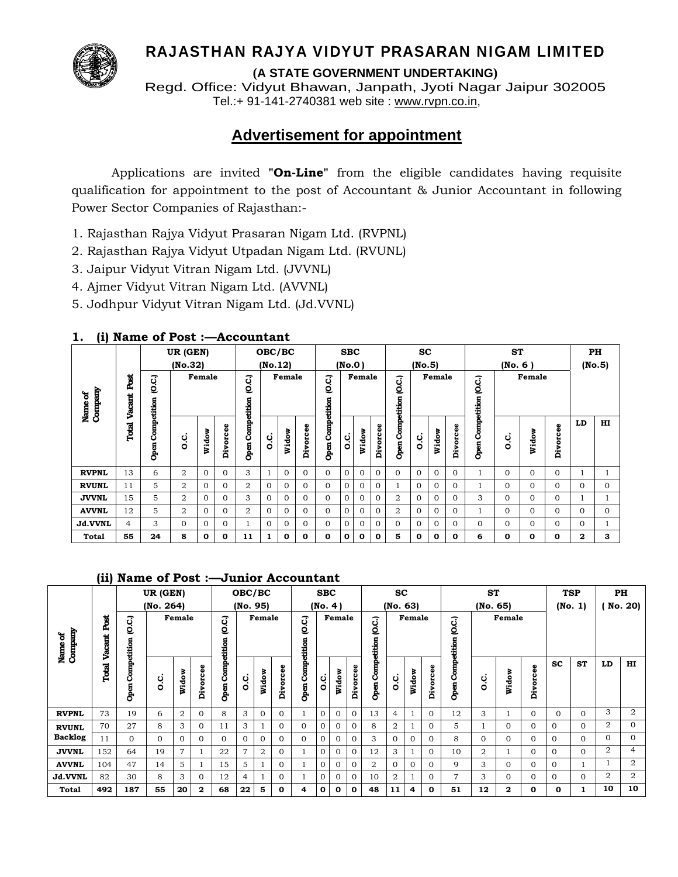# RAJASTHAN RAJYA VIDYUT PRASARAN NIGAM LIMITED

**(A STATE GOVERNMENT UNDERTAKING)**

Regd. Office: Vidyut Bhawan, Janpath, Jyoti Nagar Jaipur 302005

Tel.:+ 91-141-2740381 web site : www.rvpn.co.in,

## Advertisement for appointment

Applications are invited "**On-Line**" from the eligible candidates having requisite qualification for appointment to the post of Accountant & Junior Accountant in following Power Sector Companies of Rajasthan:-

1. Rajasthan Rajya Vidyut Prasaran Nigam Ltd. (RVPNL)
2. Rajasthan Rajya Vidyut Utpadan Nigam Ltd. (RVUNL)
3. Jaipur Vidyut Vitran Nigam Ltd. (JVVNL)
4. Ajmer Vidyut Vitran Nigam Ltd. (AVVNL)
5. Jodhpur Vidyut Vitran Nigam Ltd. (Jd.VVNL)

### 1. (i) Name of Post :—Accountant

| Name of Company | Total Vacant Post | UR (GEN) (No.32) | | | | OBC/BC (No.12) | | | | SBC (No.0) | | | | SC (No.5) | | | | ST (No. 6) | | | | PH (No.5) | |
|---|---|---|---|---|---|---|---|---|---|---|---|---|---|---|---|---|---|---|---|---|---|---|---|
| | | Open Competition (O.C.) | Female | | | Open Competition (O.C.) | Female | | | Open Competition (O.C.) | Female | | | Open Competition (O.C.) | Female | | | Open Competition (O.C.) | Female | | | | |
| | | | O.C. | Widow | Divorcee | | O.C. | Widow | Divorcee | | O.C. | Widow | Divorcee | | O.C. | Widow | Divorcee | | O.C. | Widow | Divorcee | LD | HI |
| **RVPNL** | 13 | 6 | 2 | 0 | 0 | 3 | 1 | 0 | 0 | 0 | 0 | 0 | 0 | 0 | 0 | 0 | 0 | 1 | 0 | 0 | 0 | 1 | 1 |
| **RVUNL** | 11 | 5 | 2 | 0 | 0 | 2 | 0 | 0 | 0 | 0 | 0 | 0 | 0 | 1 | 0 | 0 | 0 | 1 | 0 | 0 | 0 | 0 | 0 |
| **JVVNL** | 15 | 5 | 2 | 0 | 0 | 3 | 0 | 0 | 0 | 0 | 0 | 0 | 0 | 2 | 0 | 0 | 0 | 3 | 0 | 0 | 0 | 1 | 1 |
| **AVVNL** | 12 | 5 | 2 | 0 | 0 | 2 | 0 | 0 | 0 | 0 | 0 | 0 | 0 | 2 | 0 | 0 | 0 | 1 | 0 | 0 | 0 | 0 | 0 |
| **Jd.VVNL** | 4 | 3 | 0 | 0 | 0 | 1 | 0 | 0 | 0 | 0 | 0 | 0 | 0 | 0 | 0 | 0 | 0 | 0 | 0 | 0 | 0 | 0 | 1 |
| **Total** | **55** | **24** | **8** | **0** | **0** | **11** | **1** | **0** | **0** | **0** | **0** | **0** | **0** | **5** | **0** | **0** | **0** | **6** | **0** | **0** | **0** | **2** | **3** |

### (ii) Name of Post :—Junior Accountant

| Name of Company | Total Vacant Post | UR (GEN) (No. 264) | | | | OBC/BC (No. 95) | | | | SBC (No. 4) | | | | SC (No. 63) | | | | ST (No. 65) | | | | TSP (No. 1) | | PH (No. 20) | |
|---|---|---|---|---|---|---|---|---|---|---|---|---|---|---|---|---|---|---|---|---|---|---|---|---|---|
| | | Open Competition (O.C.) | Female | | | Open Competition (O.C.) | Female | | | Open Competition (O.C.) | Female | | | Open Competition (O.C.) | Female | | | Open Competition (O.C.) | Female | | | | | | |
| | | | O.C. | Widow | Divorcee | | O.C. | Widow | Divorcee | | O.C. | Widow | Divorcee | | O.C. | Widow | Divorcee | | O.C. | Widow | Divorcee | SC | ST | LD | HI |
| **RVPNL** | 73 | 19 | 6 | 2 | 0 | 8 | 3 | 0 | 0 | 1 | 0 | 0 | 0 | 13 | 4 | 1 | 0 | 12 | 3 | 1 | 0 | 0 | 0 | 3 | 2 |
| **RVUNL** | 70 | 27 | 8 | 3 | 0 | 11 | 3 | 1 | 0 | 0 | 0 | 0 | 0 | 8 | 2 | 1 | 0 | 5 | 1 | 0 | 0 | 0 | 0 | 2 | 0 |
| **Backlog** | 11 | 0 | 0 | 0 | 0 | 0 | 0 | 0 | 0 | 0 | 0 | 0 | 0 | 3 | 0 | 0 | 0 | 8 | 0 | 0 | 0 | 0 | 0 | 0 | 0 |
| **JVVNL** | 152 | 64 | 19 | 7 | 1 | 22 | 7 | 2 | 0 | 1 | 0 | 0 | 0 | 12 | 3 | 1 | 0 | 10 | 2 | 1 | 0 | 0 | 0 | 2 | 4 |
| **AVVNL** | 104 | 47 | 14 | 5 | 1 | 15 | 5 | 1 | 0 | 1 | 0 | 0 | 0 | 2 | 0 | 0 | 0 | 9 | 3 | 0 | 0 | 0 | 1 | 1 | 2 |
| **Jd.VVNL** | 82 | 30 | 8 | 3 | 0 | 12 | 4 | 1 | 0 | 1 | 0 | 0 | 0 | 10 | 2 | 1 | 0 | 7 | 3 | 0 | 0 | 0 | 0 | 2 | 2 |
| **Total** | **492** | **187** | **55** | **20** | **2** | **68** | **22** | **5** | **0** | **4** | **0** | **0** | **0** | **48** | **11** | **4** | **0** | **51** | **12** | **2** | **0** | **0** | **1** | **10** | **10** |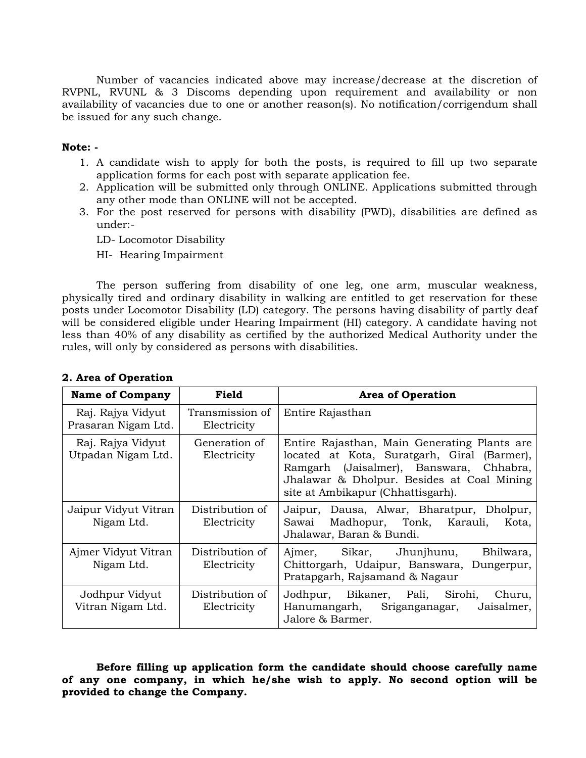Number of vacancies indicated above may increase/decrease at the discretion of RVPNL, RVUNL & 3 Discoms depending upon requirement and availability or non availability of vacancies due to one or another reason(s). No notification/corrigendum shall be issued for any such change.

**Note: -**

1. A candidate wish to apply for both the posts, is required to fill up two separate application forms for each post with separate application fee.
2. Application will be submitted only through ONLINE. Applications submitted through any other mode than ONLINE will not be accepted.
3. For the post reserved for persons with disability (PWD), disabilities are defined as under:-

   LD- Locomotor Disability

   HI- Hearing Impairment

The person suffering from disability of one leg, one arm, muscular weakness, physically tired and ordinary disability in walking are entitled to get reservation for these posts under Locomotor Disability (LD) category. The persons having disability of partly deaf will be considered eligible under Hearing Impairment (HI) category. A candidate having not less than 40% of any disability as certified by the authorized Medical Authority under the rules, will only by considered as persons with disabilities.

**2. Area of Operation**

| Name of Company | Field | Area of Operation |
|---|---|---|
| Raj. Rajya Vidyut Prasaran Nigam Ltd. | Transmission of Electricity | Entire Rajasthan |
| Raj. Rajya Vidyut Utpadan Nigam Ltd. | Generation of Electricity | Entire Rajasthan, Main Generating Plants are located at Kota, Suratgarh, Giral (Barmer), Ramgarh (Jaisalmer), Banswara, Chhabra, Jhalawar & Dholpur. Besides at Coal Mining site at Ambikapur (Chhattisgarh). |
| Jaipur Vidyut Vitran Nigam Ltd. | Distribution of Electricity | Jaipur, Dausa, Alwar, Bharatpur, Dholpur, Sawai Madhopur, Tonk, Karauli, Kota, Jhalawar, Baran & Bundi. |
| Ajmer Vidyut Vitran Nigam Ltd. | Distribution of Electricity | Ajmer, Sikar, Jhunjhunu, Bhilwara, Chittorgarh, Udaipur, Banswara, Dungerpur, Pratapgarh, Rajsamand & Nagaur |
| Jodhpur Vidyut Vitran Nigam Ltd. | Distribution of Electricity | Jodhpur, Bikaner, Pali, Sirohi, Churu, Hanumangarh, Sriganganagar, Jaisalmer, Jalore & Barmer. |

**Before filling up application form the candidate should choose carefully name of any one company, in which he/she wish to apply. No second option will be provided to change the Company.**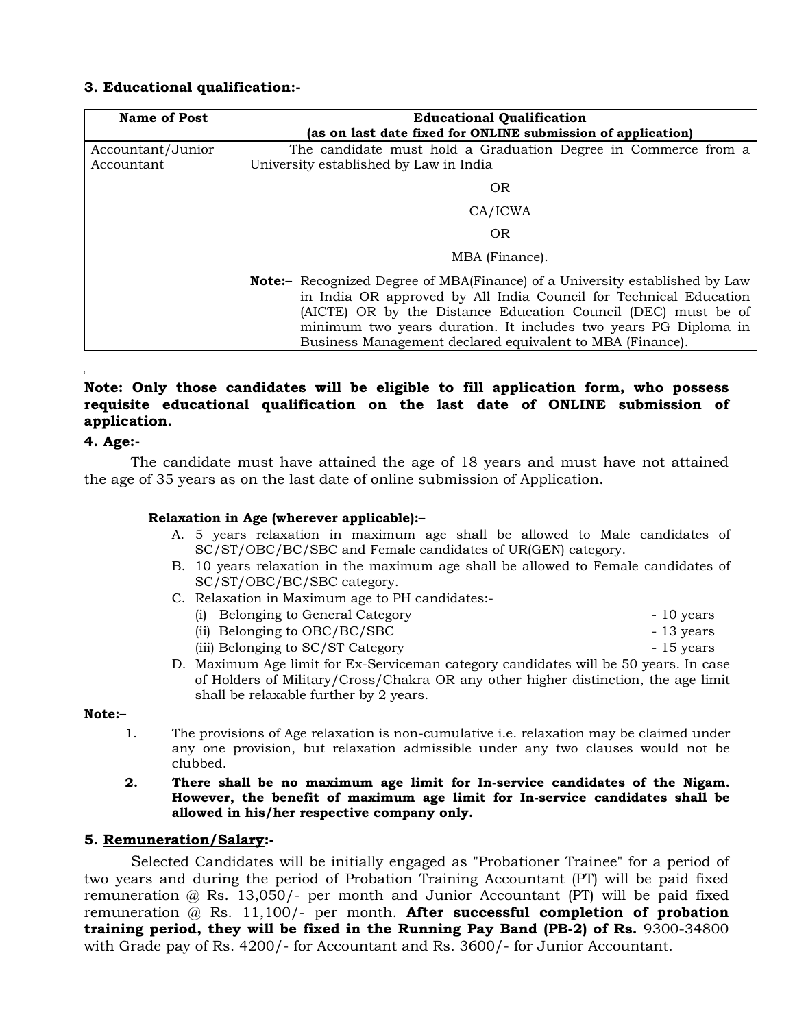### 3. Educational qualification:-

| Name of Post | Educational Qualification (as on last date fixed for ONLINE submission of application) |
|---|---|
| Accountant/Junior Accountant | The candidate must hold a Graduation Degree in Commerce from a University established by Law in India<br>OR<br>CA/ICWA<br>OR<br>MBA (Finance).<br>**Note:–** Recognized Degree of MBA(Finance) of a University established by Law in India OR approved by All India Council for Technical Education (AICTE) OR by the Distance Education Council (DEC) must be of minimum two years duration. It includes two years PG Diploma in Business Management declared equivalent to MBA (Finance). |

**Note: Only those candidates will be eligible to fill application form, who possess requisite educational qualification on the last date of ONLINE submission of application.**

### 4. Age:-

The candidate must have attained the age of 18 years and must have not attained the age of 35 years as on the last date of online submission of Application.

**Relaxation in Age (wherever applicable):–**

A. 5 years relaxation in maximum age shall be allowed to Male candidates of SC/ST/OBC/BC/SBC and Female candidates of UR(GEN) category.

B. 10 years relaxation in the maximum age shall be allowed to Female candidates of SC/ST/OBC/BC/SBC category.

C. Relaxation in Maximum age to PH candidates:-
   - (i) Belonging to General Category - 10 years
   - (ii) Belonging to OBC/BC/SBC - 13 years
   - (iii) Belonging to SC/ST Category - 15 years

D. Maximum Age limit for Ex-Serviceman category candidates will be 50 years. In case of Holders of Military/Cross/Chakra OR any other higher distinction, the age limit shall be relaxable further by 2 years.

**Note:–**

1. The provisions of Age relaxation is non-cumulative i.e. relaxation may be claimed under any one provision, but relaxation admissible under any two clauses would not be clubbed.
2. **There shall be no maximum age limit for In-service candidates of the Nigam. However, the benefit of maximum age limit for In-service candidates shall be allowed in his/her respective company only.**

### 5. Remuneration/Salary:-

Selected Candidates will be initially engaged as "Probationer Trainee" for a period of two years and during the period of Probation Training Accountant (PT) will be paid fixed remuneration @ Rs. 13,050/- per month and Junior Accountant (PT) will be paid fixed remuneration @ Rs. 11,100/- per month. **After successful completion of probation training period, they will be fixed in the Running Pay Band (PB-2) of Rs.** 9300-34800 with Grade pay of Rs. 4200/- for Accountant and Rs. 3600/- for Junior Accountant.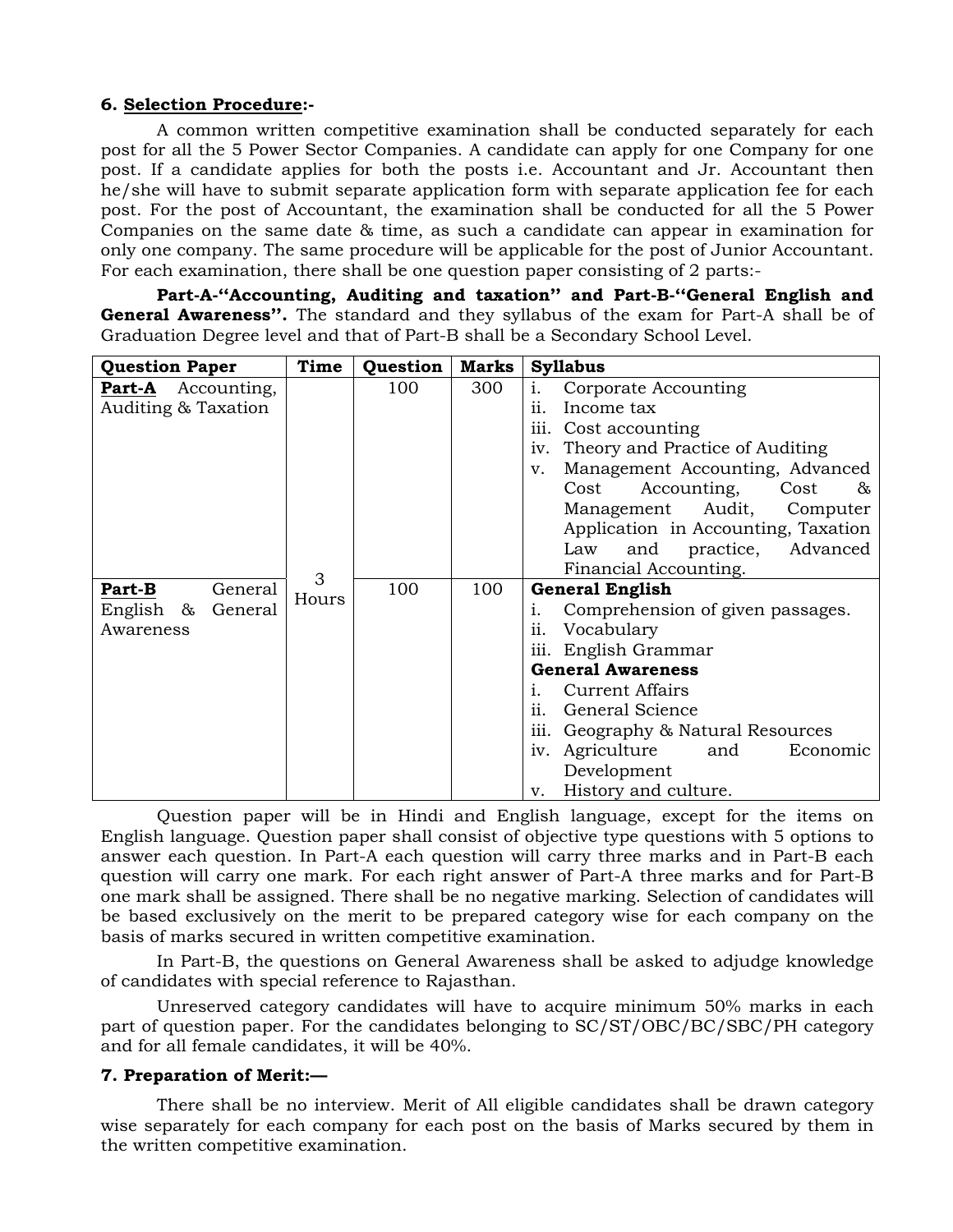**6. <u>Selection Procedure</u>:-**

A common written competitive examination shall be conducted separately for each post for all the 5 Power Sector Companies. A candidate can apply for one Company for one post. If a candidate applies for both the posts i.e. Accountant and Jr. Accountant then he/she will have to submit separate application form with separate application fee for each post. For the post of Accountant, the examination shall be conducted for all the 5 Power Companies on the same date & time, as such a candidate can appear in examination for only one company. The same procedure will be applicable for the post of Junior Accountant. For each examination, there shall be one question paper consisting of 2 parts:-

**Part-A-"Accounting, Auditing and taxation" and Part-B-"General English and General Awareness".** The standard and they syllabus of the exam for Part-A shall be of Graduation Degree level and that of Part-B shall be a Secondary School Level.

| Question Paper | Time | Question | Marks | Syllabus |
|---|---|---|---|---|
| **<u>Part-A</u>** Accounting, Auditing & Taxation | 3 Hours | 100 | 300 | i. Corporate Accounting<br>ii. Income tax<br>iii. Cost accounting<br>iv. Theory and Practice of Auditing<br>v. Management Accounting, Advanced Cost Accounting, Cost & Management Audit, Computer Application in Accounting, Taxation Law and practice, Advanced Financial Accounting. |
| **<u>Part-B</u>** General English & General Awareness | | 100 | 100 | **General English**<br>i. Comprehension of given passages.<br>ii. Vocabulary<br>iii. English Grammar<br>**General Awareness**<br>i. Current Affairs<br>ii. General Science<br>iii. Geography & Natural Resources<br>iv. Agriculture and Economic Development<br>v. History and culture. |

Question paper will be in Hindi and English language, except for the items on English language. Question paper shall consist of objective type questions with 5 options to answer each question. In Part-A each question will carry three marks and in Part-B each question will carry one mark. For each right answer of Part-A three marks and for Part-B one mark shall be assigned. There shall be no negative marking. Selection of candidates will be based exclusively on the merit to be prepared category wise for each company on the basis of marks secured in written competitive examination.

In Part-B, the questions on General Awareness shall be asked to adjudge knowledge of candidates with special reference to Rajasthan.

Unreserved category candidates will have to acquire minimum 50% marks in each part of question paper. For the candidates belonging to SC/ST/OBC/BC/SBC/PH category and for all female candidates, it will be 40%.

**7. Preparation of Merit:—**

There shall be no interview. Merit of All eligible candidates shall be drawn category wise separately for each company for each post on the basis of Marks secured by them in the written competitive examination.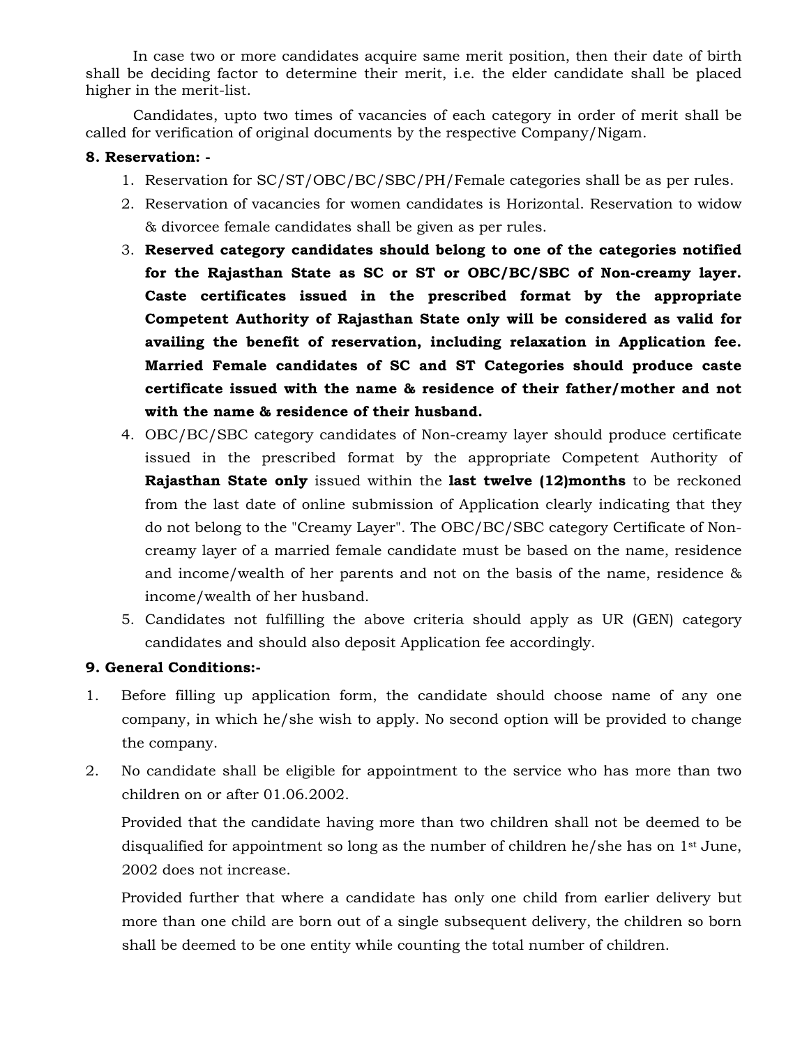In case two or more candidates acquire same merit position, then their date of birth shall be deciding factor to determine their merit, i.e. the elder candidate shall be placed higher in the merit-list.

Candidates, upto two times of vacancies of each category in order of merit shall be called for verification of original documents by the respective Company/Nigam.

**8. Reservation: -**

1. Reservation for SC/ST/OBC/BC/SBC/PH/Female categories shall be as per rules.
2. Reservation of vacancies for women candidates is Horizontal. Reservation to widow & divorcee female candidates shall be given as per rules.
3. **Reserved category candidates should belong to one of the categories notified for the Rajasthan State as SC or ST or OBC/BC/SBC of Non-creamy layer. Caste certificates issued in the prescribed format by the appropriate Competent Authority of Rajasthan State only will be considered as valid for availing the benefit of reservation, including relaxation in Application fee. Married Female candidates of SC and ST Categories should produce caste certificate issued with the name & residence of their father/mother and not with the name & residence of their husband.**
4. OBC/BC/SBC category candidates of Non-creamy layer should produce certificate issued in the prescribed format by the appropriate Competent Authority of **Rajasthan State only** issued within the **last twelve (12)months** to be reckoned from the last date of online submission of Application clearly indicating that they do not belong to the "Creamy Layer". The OBC/BC/SBC category Certificate of Non-creamy layer of a married female candidate must be based on the name, residence and income/wealth of her parents and not on the basis of the name, residence & income/wealth of her husband.
5. Candidates not fulfilling the above criteria should apply as UR (GEN) category candidates and should also deposit Application fee accordingly.

**9. General Conditions:-**

1. Before filling up application form, the candidate should choose name of any one company, in which he/she wish to apply. No second option will be provided to change the company.
2. No candidate shall be eligible for appointment to the service who has more than two children on or after 01.06.2002.

   Provided that the candidate having more than two children shall not be deemed to be disqualified for appointment so long as the number of children he/she has on 1st June, 2002 does not increase.

   Provided further that where a candidate has only one child from earlier delivery but more than one child are born out of a single subsequent delivery, the children so born shall be deemed to be one entity while counting the total number of children.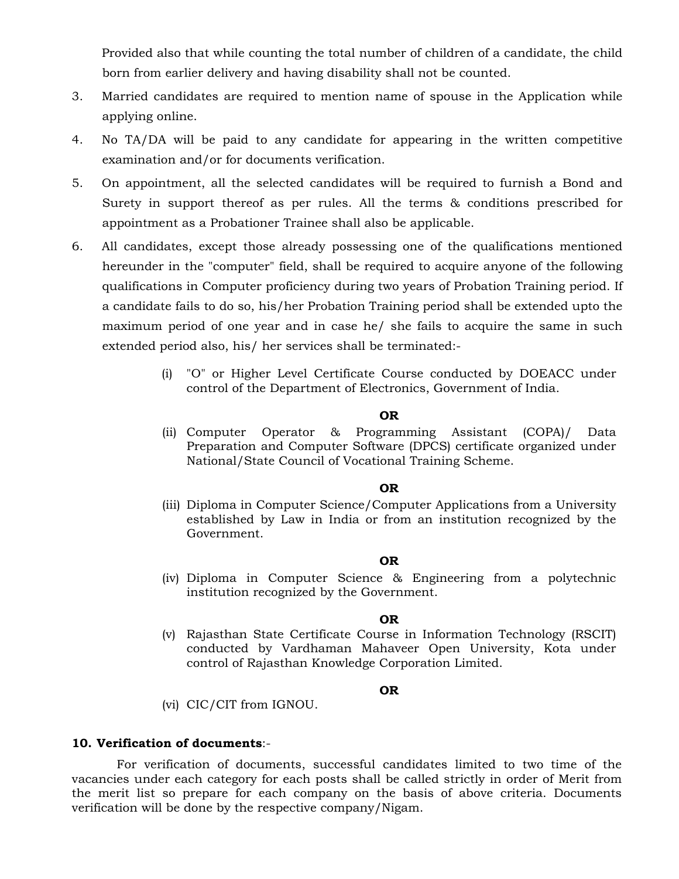Provided also that while counting the total number of children of a candidate, the child born from earlier delivery and having disability shall not be counted.

3. Married candidates are required to mention name of spouse in the Application while applying online.

4. No TA/DA will be paid to any candidate for appearing in the written competitive examination and/or for documents verification.

5. On appointment, all the selected candidates will be required to furnish a Bond and Surety in support thereof as per rules. All the terms & conditions prescribed for appointment as a Probationer Trainee shall also be applicable.

6. All candidates, except those already possessing one of the qualifications mentioned hereunder in the "computer" field, shall be required to acquire anyone of the following qualifications in Computer proficiency during two years of Probation Training period. If a candidate fails to do so, his/her Probation Training period shall be extended upto the maximum period of one year and in case he/ she fails to acquire the same in such extended period also, his/ her services shall be terminated:-

   (i) "O" or Higher Level Certificate Course conducted by DOEACC under control of the Department of Electronics, Government of India.

   **OR**

   (ii) Computer Operator & Programming Assistant (COPA)/ Data Preparation and Computer Software (DPCS) certificate organized under National/State Council of Vocational Training Scheme.

   **OR**

   (iii) Diploma in Computer Science/Computer Applications from a University established by Law in India or from an institution recognized by the Government.

   **OR**

   (iv) Diploma in Computer Science & Engineering from a polytechnic institution recognized by the Government.

   **OR**

   (v) Rajasthan State Certificate Course in Information Technology (RSCIT) conducted by Vardhaman Mahaveer Open University, Kota under control of Rajasthan Knowledge Corporation Limited.

   **OR**

   (vi) CIC/CIT from IGNOU.

**10. Verification of documents**:-

For verification of documents, successful candidates limited to two time of the vacancies under each category for each posts shall be called strictly in order of Merit from the merit list so prepare for each company on the basis of above criteria. Documents verification will be done by the respective company/Nigam.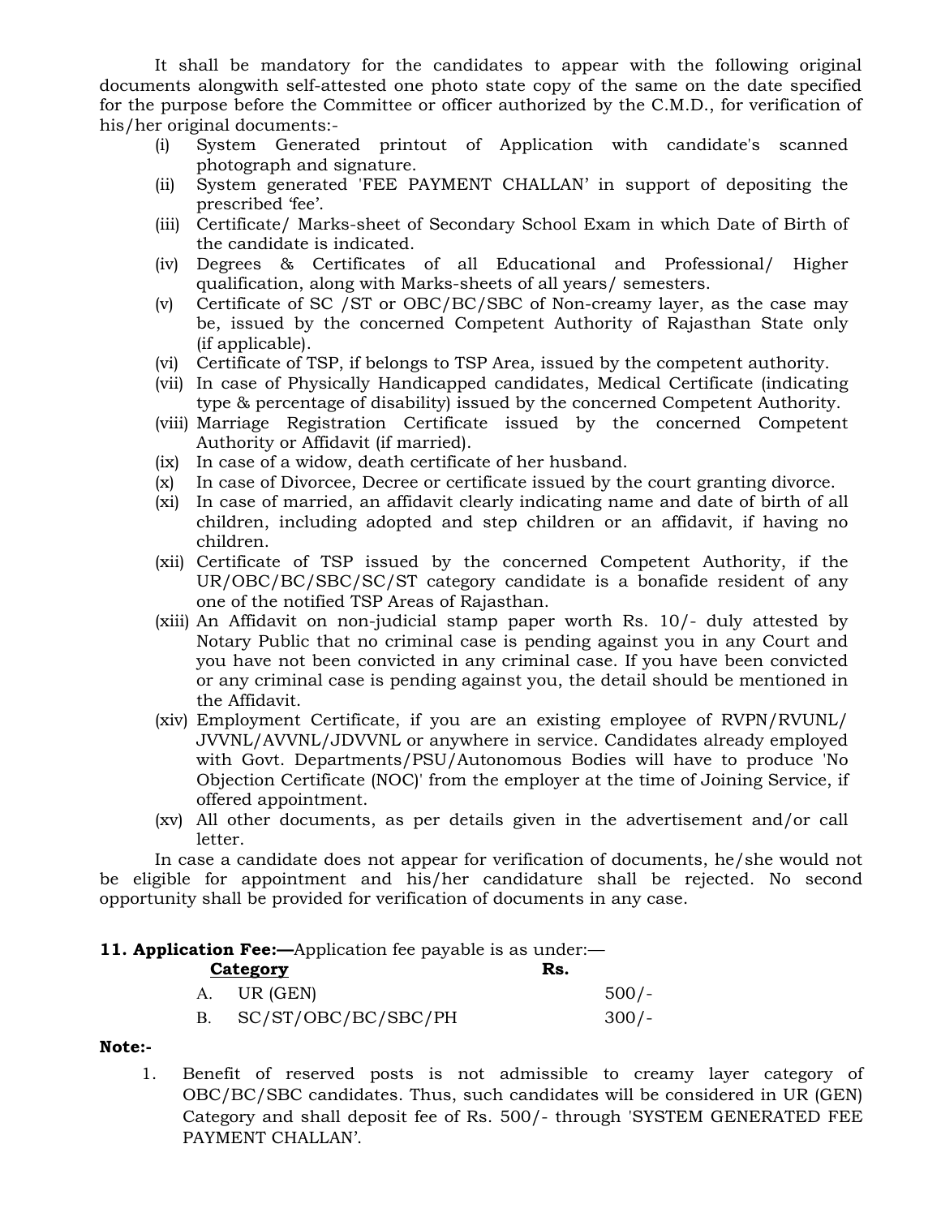It shall be mandatory for the candidates to appear with the following original documents alongwith self-attested one photo state copy of the same on the date specified for the purpose before the Committee or officer authorized by the C.M.D., for verification of his/her original documents:-

- (i) System Generated printout of Application with candidate's scanned photograph and signature.
- (ii) System generated 'FEE PAYMENT CHALLAN' in support of depositing the prescribed 'fee'.
- (iii) Certificate/ Marks-sheet of Secondary School Exam in which Date of Birth of the candidate is indicated.
- (iv) Degrees & Certificates of all Educational and Professional/ Higher qualification, along with Marks-sheets of all years/ semesters.
- (v) Certificate of SC /ST or OBC/BC/SBC of Non-creamy layer, as the case may be, issued by the concerned Competent Authority of Rajasthan State only (if applicable).
- (vi) Certificate of TSP, if belongs to TSP Area, issued by the competent authority.
- (vii) In case of Physically Handicapped candidates, Medical Certificate (indicating type & percentage of disability) issued by the concerned Competent Authority.
- (viii) Marriage Registration Certificate issued by the concerned Competent Authority or Affidavit (if married).
- (ix) In case of a widow, death certificate of her husband.
- (x) In case of Divorcee, Decree or certificate issued by the court granting divorce.
- (xi) In case of married, an affidavit clearly indicating name and date of birth of all children, including adopted and step children or an affidavit, if having no children.
- (xii) Certificate of TSP issued by the concerned Competent Authority, if the UR/OBC/BC/SBC/SC/ST category candidate is a bonafide resident of any one of the notified TSP Areas of Rajasthan.
- (xiii) An Affidavit on non-judicial stamp paper worth Rs. 10/- duly attested by Notary Public that no criminal case is pending against you in any Court and you have not been convicted in any criminal case. If you have been convicted or any criminal case is pending against you, the detail should be mentioned in the Affidavit.
- (xiv) Employment Certificate, if you are an existing employee of RVPN/RVUNL/ JVVNL/AVVNL/JDVVNL or anywhere in service. Candidates already employed with Govt. Departments/PSU/Autonomous Bodies will have to produce 'No Objection Certificate (NOC)' from the employer at the time of Joining Service, if offered appointment.
- (xv) All other documents, as per details given in the advertisement and/or call letter.

In case a candidate does not appear for verification of documents, he/she would not be eligible for appointment and his/her candidature shall be rejected. No second opportunity shall be provided for verification of documents in any case.

**11. Application Fee:—**Application fee payable is as under:—

| | **Category** | **Rs.** |
|---|---|---|
| A. | UR (GEN) | 500/- |
| B. | SC/ST/OBC/BC/SBC/PH | 300/- |

**Note:-**

1. Benefit of reserved posts is not admissible to creamy layer category of OBC/BC/SBC candidates. Thus, such candidates will be considered in UR (GEN) Category and shall deposit fee of Rs. 500/- through 'SYSTEM GENERATED FEE PAYMENT CHALLAN'.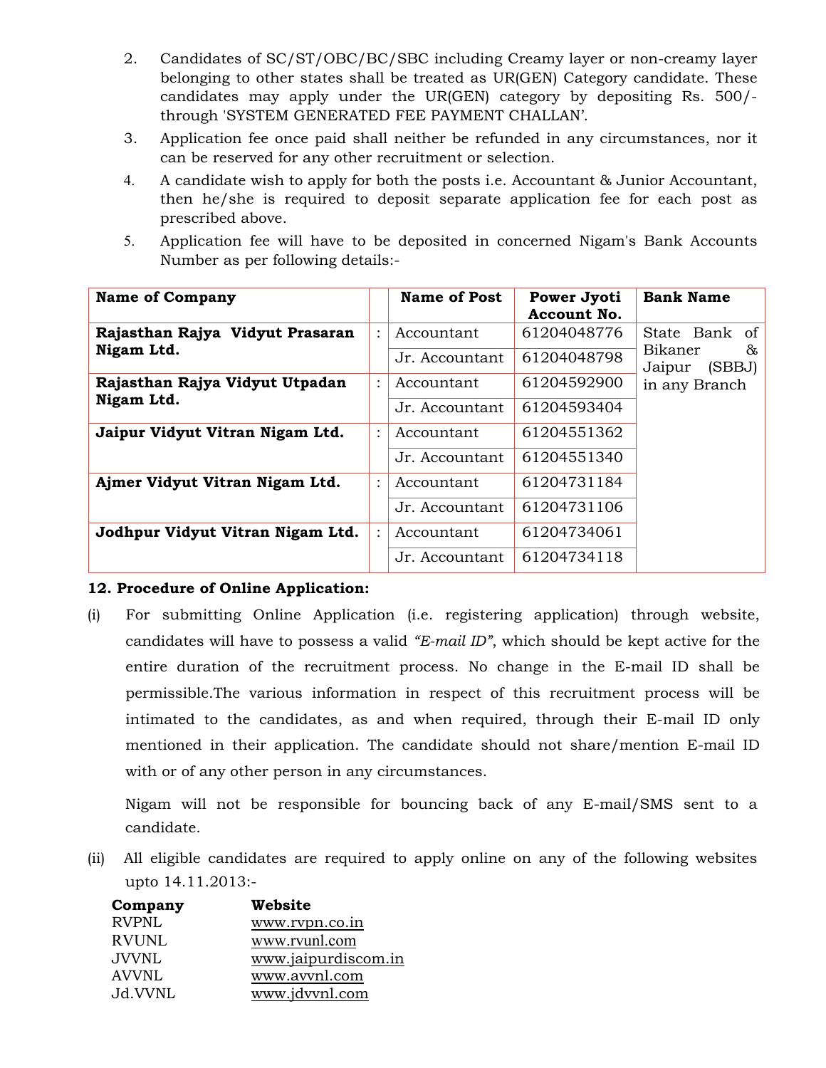2. Candidates of SC/ST/OBC/BC/SBC including Creamy layer or non-creamy layer belonging to other states shall be treated as UR(GEN) Category candidate. These candidates may apply under the UR(GEN) category by depositing Rs. 500/- through 'SYSTEM GENERATED FEE PAYMENT CHALLAN'.
3. Application fee once paid shall neither be refunded in any circumstances, nor it can be reserved for any other recruitment or selection.
4. A candidate wish to apply for both the posts i.e. Accountant & Junior Accountant, then he/she is required to deposit separate application fee for each post as prescribed above.
5. Application fee will have to be deposited in concerned Nigam's Bank Accounts Number as per following details:-

| Name of Company | | Name of Post | Power Jyoti Account No. | Bank Name |
|---|---|---|---|---|
| **Rajasthan Rajya Vidyut Prasaran Nigam Ltd.** | : | Accountant | 61204048776 | State Bank of Bikaner & Jaipur (SBBJ) in any Branch |
| | | Jr. Accountant | 61204048798 | |
| **Rajasthan Rajya Vidyut Utpadan Nigam Ltd.** | : | Accountant | 61204592900 | |
| | | Jr. Accountant | 61204593404 | |
| **Jaipur Vidyut Vitran Nigam Ltd.** | : | Accountant | 61204551362 | |
| | | Jr. Accountant | 61204551340 | |
| **Ajmer Vidyut Vitran Nigam Ltd.** | : | Accountant | 61204731184 | |
| | | Jr. Accountant | 61204731106 | |
| **Jodhpur Vidyut Vitran Nigam Ltd.** | : | Accountant | 61204734061 | |
| | | Jr. Accountant | 61204734118 | |

**12. Procedure of Online Application:**

(i) For submitting Online Application (i.e. registering application) through website, candidates will have to possess a valid *"E-mail ID"*, which should be kept active for the entire duration of the recruitment process. No change in the E-mail ID shall be permissible.The various information in respect of this recruitment process will be intimated to the candidates, as and when required, through their E-mail ID only mentioned in their application. The candidate should not share/mention E-mail ID with or of any other person in any circumstances.

Nigam will not be responsible for bouncing back of any E-mail/SMS sent to a candidate.

(ii) All eligible candidates are required to apply online on any of the following websites upto 14.11.2013:-

| **Company** | **Website** |
|---|---|
| RVPNL | www.rvpn.co.in |
| RVUNL | www.rvunl.com |
| JVVNL | www.jaipurdiscom.in |
| AVVNL | www.avvnl.com |
| Jd.VVNL | www.jdvvnl.com |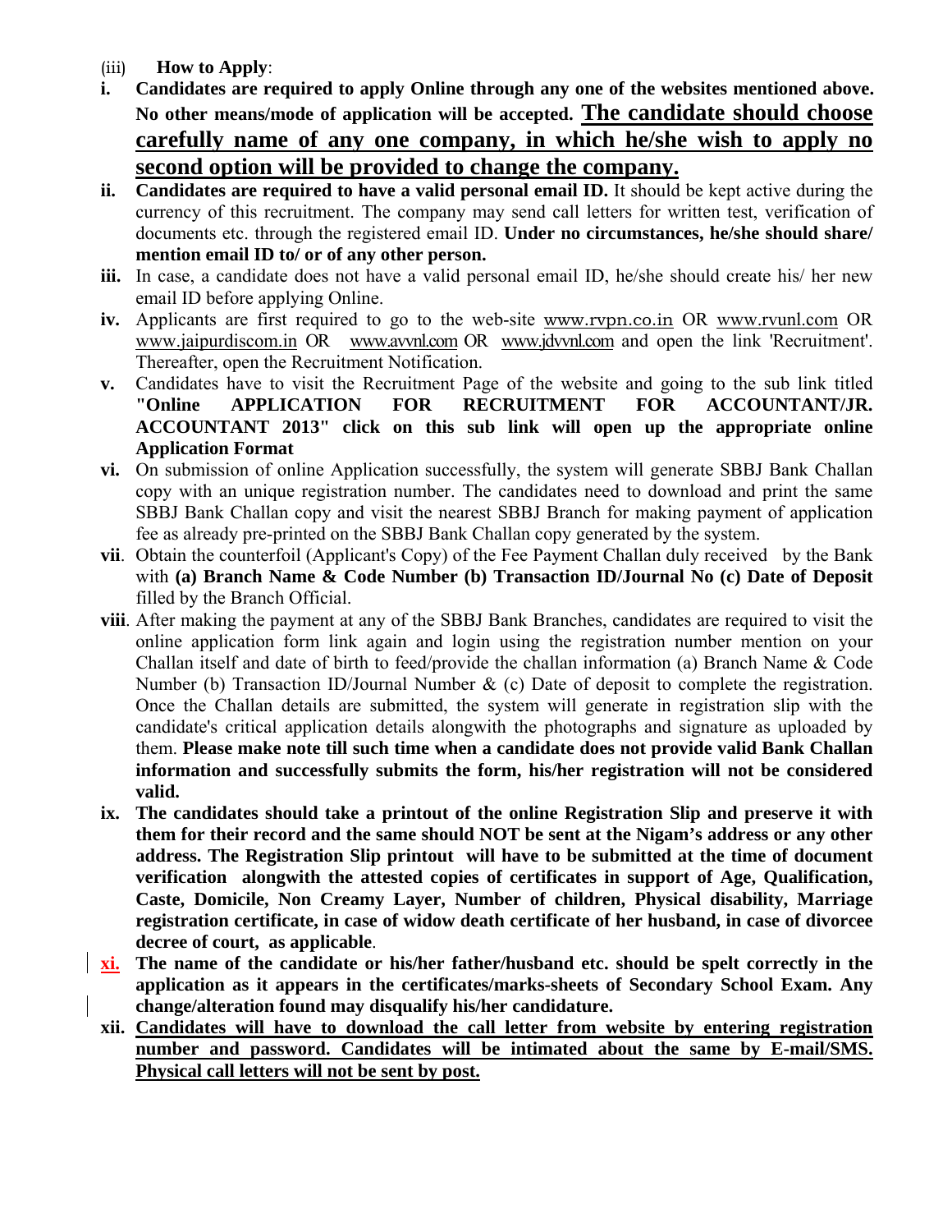(iii) **How to Apply**:

**i.** **Candidates are required to apply Online through any one of the websites mentioned above. No other means/mode of application will be accepted. <u>The candidate should choose carefully name of any one company, in which he/she wish to apply no second option will be provided to change the company.</u>**

**ii.** **Candidates are required to have a valid personal email ID.** It should be kept active during the currency of this recruitment. The company may send call letters for written test, verification of documents etc. through the registered email ID. **Under no circumstances, he/she should share/ mention email ID to/ or of any other person.**

**iii.** In case, a candidate does not have a valid personal email ID, he/she should create his/ her new email ID before applying Online.

**iv.** Applicants are first required to go to the web-site www.rvpn.co.in OR www.rvunl.com OR www.jaipurdiscom.in OR www.avvnl.com OR www.jdvvnl.com and open the link 'Recruitment'. Thereafter, open the Recruitment Notification.

**v.** Candidates have to visit the Recruitment Page of the website and going to the sub link titled **"Online APPLICATION FOR RECRUITMENT FOR ACCOUNTANT/JR. ACCOUNTANT 2013" click on this sub link will open up the appropriate online Application Format**

**vi.** On submission of online Application successfully, the system will generate SBBJ Bank Challan copy with an unique registration number. The candidates need to download and print the same SBBJ Bank Challan copy and visit the nearest SBBJ Branch for making payment of application fee as already pre-printed on the SBBJ Bank Challan copy generated by the system.

**vii**. Obtain the counterfoil (Applicant's Copy) of the Fee Payment Challan duly received by the Bank with **(a) Branch Name & Code Number (b) Transaction ID/Journal No (c) Date of Deposit** filled by the Branch Official.

**viii**. After making the payment at any of the SBBJ Bank Branches, candidates are required to visit the online application form link again and login using the registration number mention on your Challan itself and date of birth to feed/provide the challan information (a) Branch Name & Code Number (b) Transaction ID/Journal Number & (c) Date of deposit to complete the registration. Once the Challan details are submitted, the system will generate in registration slip with the candidate's critical application details alongwith the photographs and signature as uploaded by them. **Please make note till such time when a candidate does not provide valid Bank Challan information and successfully submits the form, his/her registration will not be considered valid.**

**ix.** **The candidates should take a printout of the online Registration Slip and preserve it with them for their record and the same should NOT be sent at the Nigam's address or any other address. The Registration Slip printout will have to be submitted at the time of document verification alongwith the attested copies of certificates in support of Age, Qualification, Caste, Domicile, Non Creamy Layer, Number of children, Physical disability, Marriage registration certificate, in case of widow death certificate of her husband, in case of divorcee decree of court, as applicable**.

**<u>xi.</u>** **The name of the candidate or his/her father/husband etc. should be spelt correctly in the application as it appears in the certificates/marks-sheets of Secondary School Exam. Any change/alteration found may disqualify his/her candidature.**

**xii.** **<u>Candidates will have to download the call letter from website by entering registration number and password. Candidates will be intimated about the same by E-mail/SMS. Physical call letters will not be sent by post.</u>**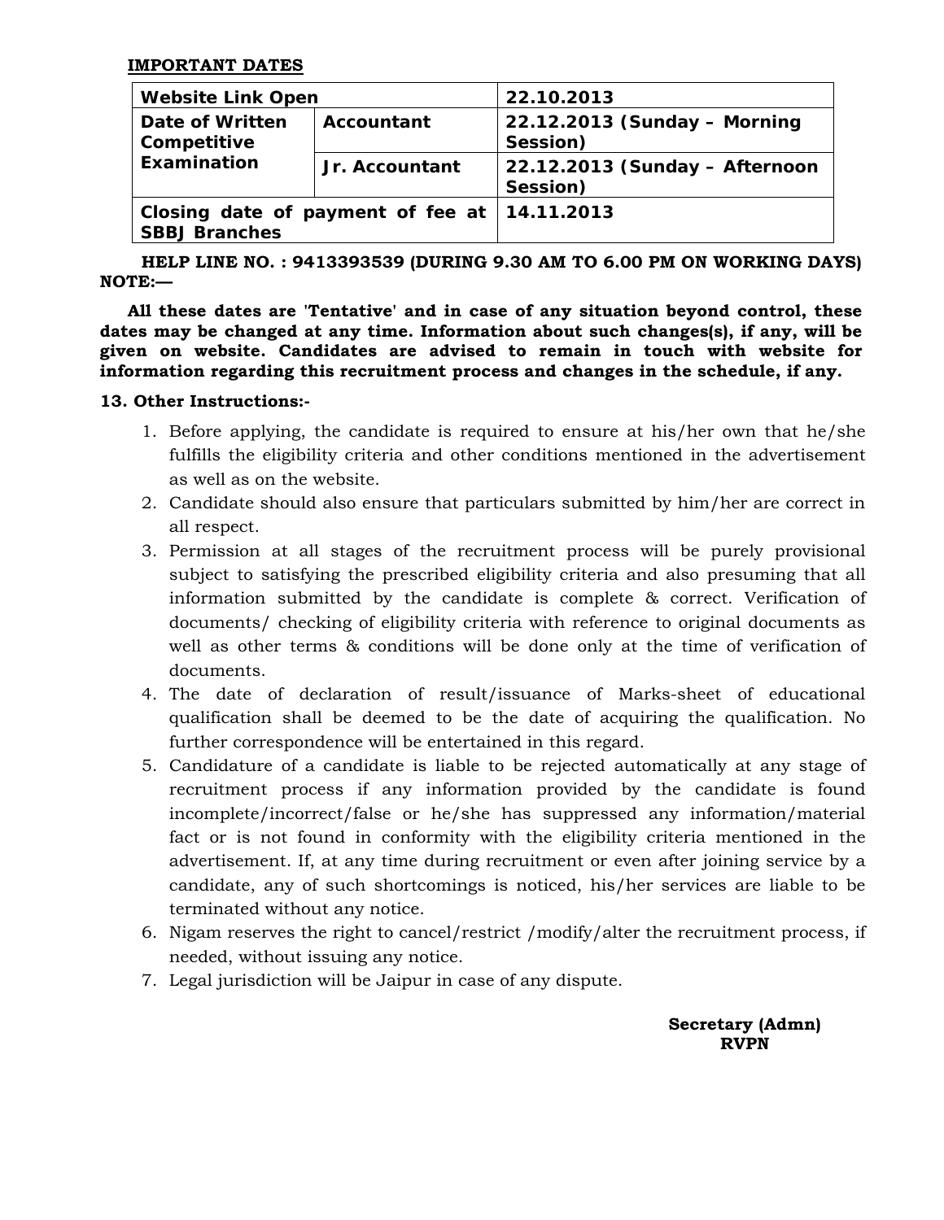**IMPORTANT DATES**

| **Website Link Open** | | **22.10.2013** |
|---|---|---|
| **Date of Written Competitive Examination** | **Accountant** | **22.12.2013 (Sunday – Morning Session)** |
| | **Jr. Accountant** | **22.12.2013 (Sunday – Afternoon Session)** |
| **Closing date of payment of fee at SBBJ Branches** | | **14.11.2013** |

**HELP LINE NO. : 9413393539 (DURING 9.30 AM TO 6.00 PM ON WORKING DAYS)**

**NOTE:—**

**All these dates are 'Tentative' and in case of any situation beyond control, these dates may be changed at any time. Information about such changes(s), if any, will be given on website. Candidates are advised to remain in touch with website for information regarding this recruitment process and changes in the schedule, if any.**

**13. Other Instructions:-**

1. Before applying, the candidate is required to ensure at his/her own that he/she fulfills the eligibility criteria and other conditions mentioned in the advertisement as well as on the website.
2. Candidate should also ensure that particulars submitted by him/her are correct in all respect.
3. Permission at all stages of the recruitment process will be purely provisional subject to satisfying the prescribed eligibility criteria and also presuming that all information submitted by the candidate is complete & correct. Verification of documents/ checking of eligibility criteria with reference to original documents as well as other terms & conditions will be done only at the time of verification of documents.
4. The date of declaration of result/issuance of Marks-sheet of educational qualification shall be deemed to be the date of acquiring the qualification. No further correspondence will be entertained in this regard.
5. Candidature of a candidate is liable to be rejected automatically at any stage of recruitment process if any information provided by the candidate is found incomplete/incorrect/false or he/she has suppressed any information/material fact or is not found in conformity with the eligibility criteria mentioned in the advertisement. If, at any time during recruitment or even after joining service by a candidate, any of such shortcomings is noticed, his/her services are liable to be terminated without any notice.
6. Nigam reserves the right to cancel/restrict /modify/alter the recruitment process, if needed, without issuing any notice.
7. Legal jurisdiction will be Jaipur in case of any dispute.

**Secretary (Admn)**
**RVPN**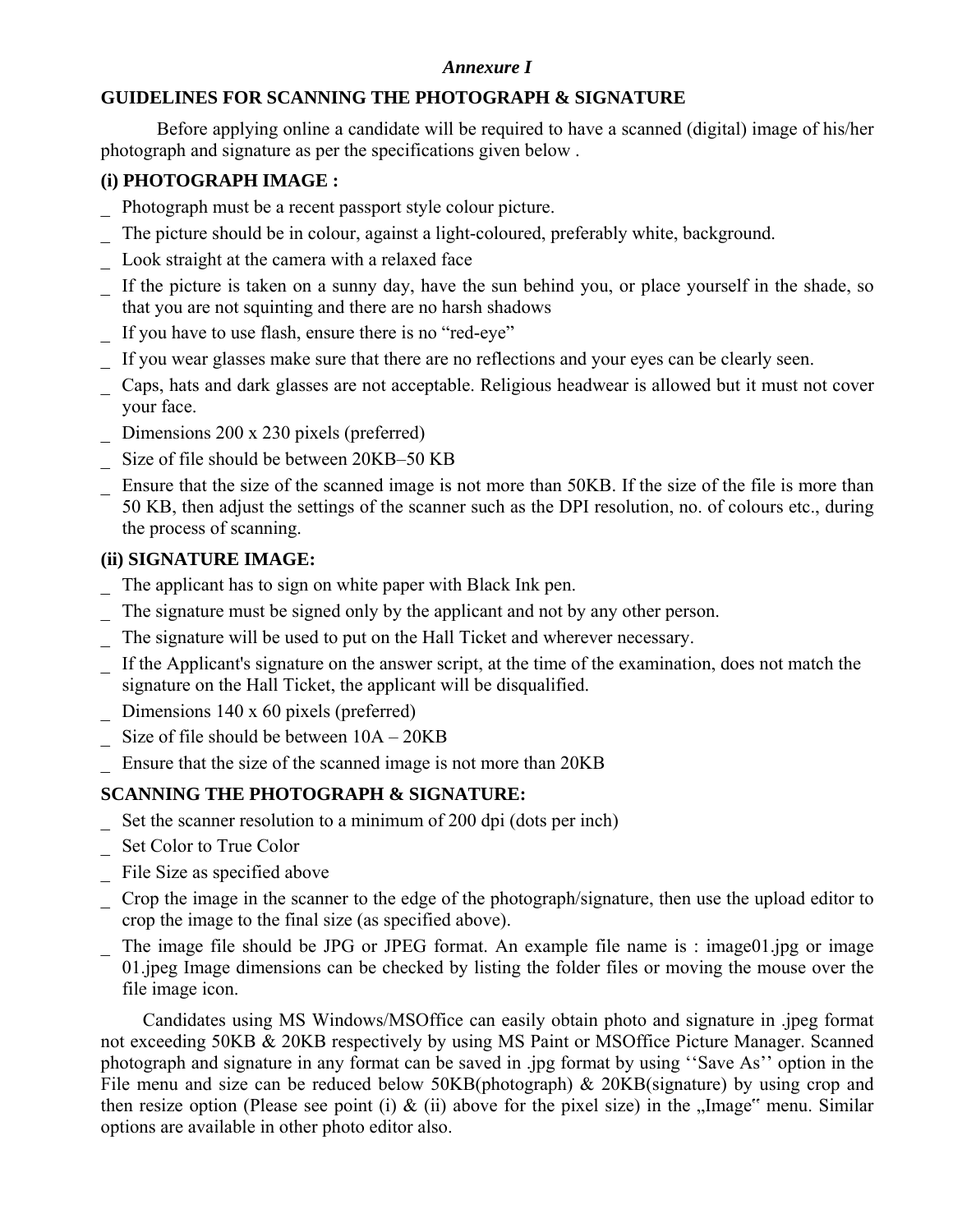*Annexure I*

## GUIDELINES FOR SCANNING THE PHOTOGRAPH & SIGNATURE

Before applying online a candidate will be required to have a scanned (digital) image of his/her photograph and signature as per the specifications given below .

### (i) PHOTOGRAPH IMAGE :

- Photograph must be a recent passport style colour picture.
- The picture should be in colour, against a light-coloured, preferably white, background.
- Look straight at the camera with a relaxed face
- If the picture is taken on a sunny day, have the sun behind you, or place yourself in the shade, so that you are not squinting and there are no harsh shadows
- If you have to use flash, ensure there is no "red-eye"
- If you wear glasses make sure that there are no reflections and your eyes can be clearly seen.
- Caps, hats and dark glasses are not acceptable. Religious headwear is allowed but it must not cover your face.
- Dimensions 200 x 230 pixels (preferred)
- Size of file should be between 20KB–50 KB
- Ensure that the size of the scanned image is not more than 50KB. If the size of the file is more than 50 KB, then adjust the settings of the scanner such as the DPI resolution, no. of colours etc., during the process of scanning.

### (ii) SIGNATURE IMAGE:

- The applicant has to sign on white paper with Black Ink pen.
- The signature must be signed only by the applicant and not by any other person.
- The signature will be used to put on the Hall Ticket and wherever necessary.
- If the Applicant's signature on the answer script, at the time of the examination, does not match the signature on the Hall Ticket, the applicant will be disqualified.
- Dimensions 140 x 60 pixels (preferred)
- Size of file should be between 10A – 20KB
- Ensure that the size of the scanned image is not more than 20KB

### SCANNING THE PHOTOGRAPH & SIGNATURE:

- Set the scanner resolution to a minimum of 200 dpi (dots per inch)
- Set Color to True Color
- File Size as specified above
- Crop the image in the scanner to the edge of the photograph/signature, then use the upload editor to crop the image to the final size (as specified above).
- The image file should be JPG or JPEG format. An example file name is : image01.jpg or image 01.jpeg Image dimensions can be checked by listing the folder files or moving the mouse over the file image icon.

Candidates using MS Windows/MSOffice can easily obtain photo and signature in .jpeg format not exceeding 50KB & 20KB respectively by using MS Paint or MSOffice Picture Manager. Scanned photograph and signature in any format can be saved in .jpg format by using ''Save As'' option in the File menu and size can be reduced below 50KB(photograph) & 20KB(signature) by using crop and then resize option (Please see point (i) & (ii) above for the pixel size) in the „Image" menu. Similar options are available in other photo editor also.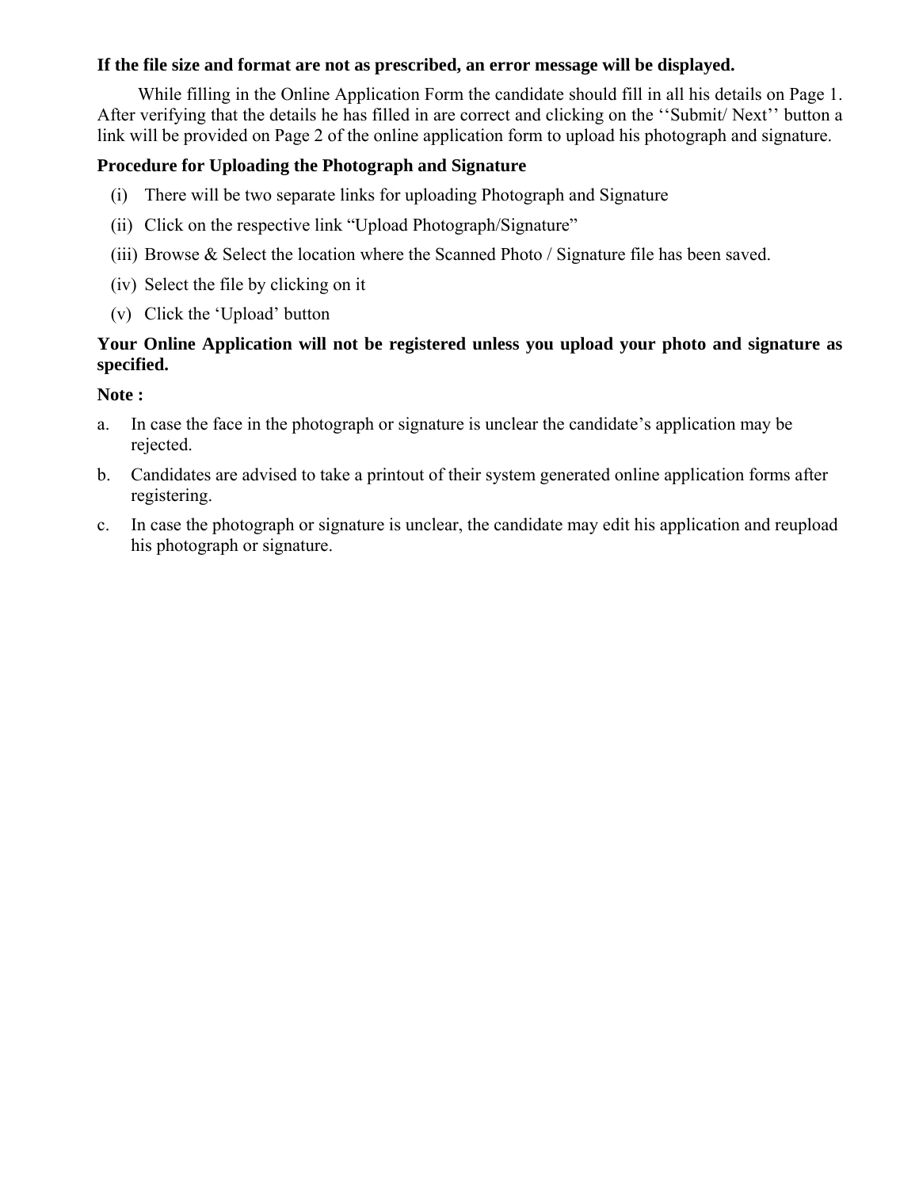**If the file size and format are not as prescribed, an error message will be displayed.**

While filling in the Online Application Form the candidate should fill in all his details on Page 1. After verifying that the details he has filled in are correct and clicking on the ''Submit/ Next'' button a link will be provided on Page 2 of the online application form to upload his photograph and signature.

**Procedure for Uploading the Photograph and Signature**

(i) There will be two separate links for uploading Photograph and Signature

(ii) Click on the respective link "Upload Photograph/Signature"

(iii) Browse & Select the location where the Scanned Photo / Signature file has been saved.

(iv) Select the file by clicking on it

(v) Click the 'Upload' button

**Your Online Application will not be registered unless you upload your photo and signature as specified.**

**Note :**

a. In case the face in the photograph or signature is unclear the candidate's application may be rejected.

b. Candidates are advised to take a printout of their system generated online application forms after registering.

c. In case the photograph or signature is unclear, the candidate may edit his application and reupload his photograph or signature.